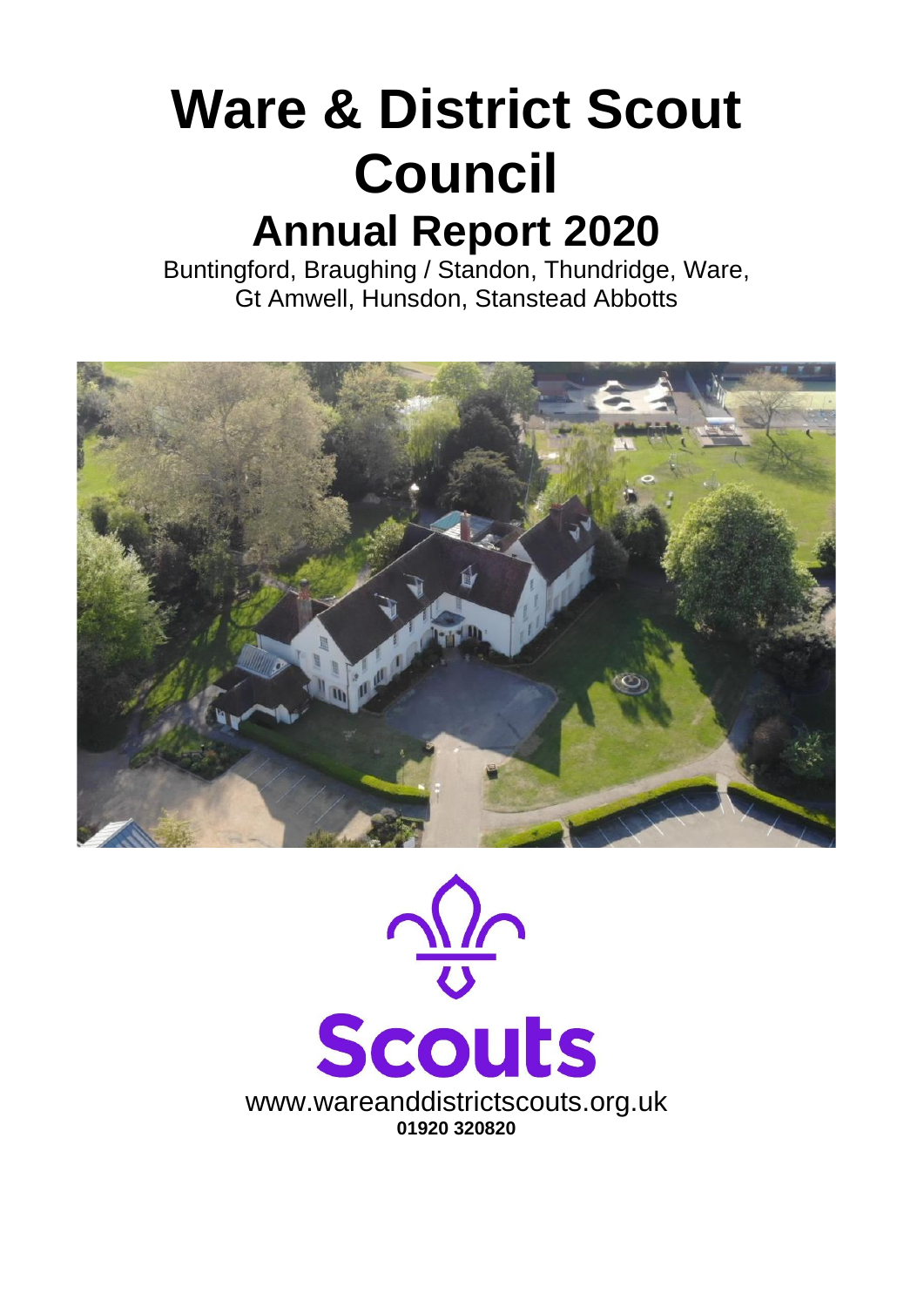# Ware & District Scout Council

## Annual Report 2020

Buntingford, Braughing / Standon, Thundridge, Ware, Gt Amwell, Hunsdon, Stanstead Abbotts

Scouts

www.wareanddistrictscouts.org.uk

**01920 320820**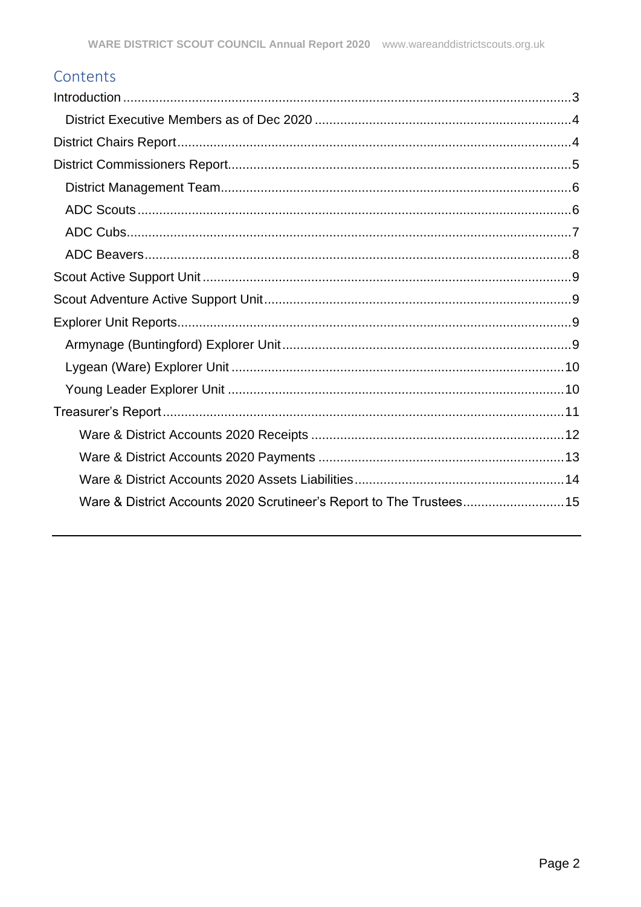## Contents

- Introduction ... 3
  - District Executive Members as of Dec 2020 ... 4
- District Chairs Report ... 4
- District Commissioners Report ... 5
  - District Management Team ... 6
  - ADC Scouts ... 6
  - ADC Cubs ... 7
  - ADC Beavers ... 8
- Scout Active Support Unit ... 9
- Scout Adventure Active Support Unit ... 9
- Explorer Unit Reports ... 9
  - Armynage (Buntingford) Explorer Unit ... 9
  - Lygean (Ware) Explorer Unit ... 10
  - Young Leader Explorer Unit ... 10
- Treasurer's Report ... 11
    - Ware & District Accounts 2020 Receipts ... 12
    - Ware & District Accounts 2020 Payments ... 13
    - Ware & District Accounts 2020 Assets Liabilities ... 14
    - Ware & District Accounts 2020 Scrutineer's Report to The Trustees ... 15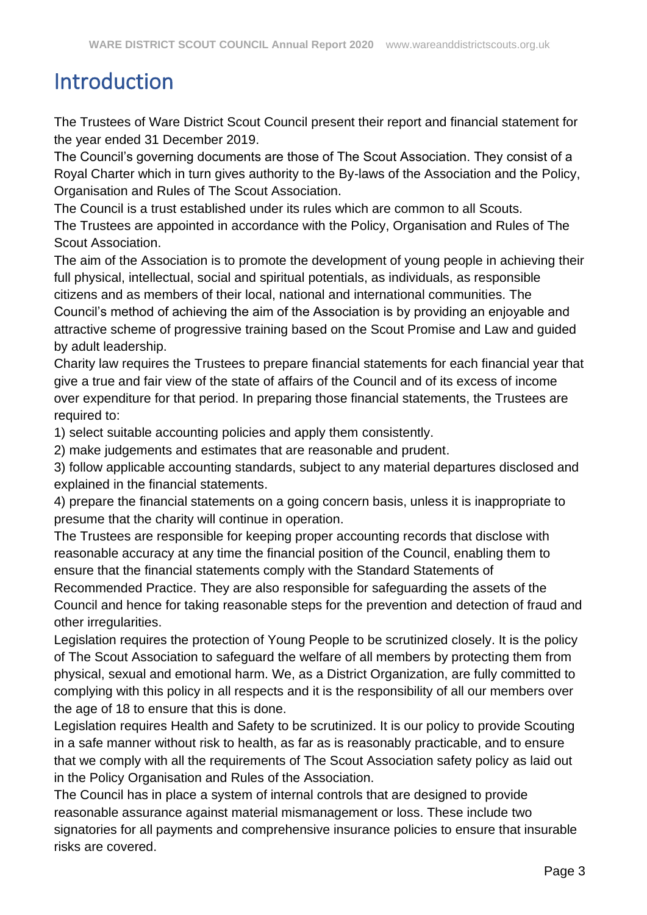# Introduction

The Trustees of Ware District Scout Council present their report and financial statement for the year ended 31 December 2019.

The Council's governing documents are those of The Scout Association. They consist of a Royal Charter which in turn gives authority to the By-laws of the Association and the Policy, Organisation and Rules of The Scout Association.

The Council is a trust established under its rules which are common to all Scouts.

The Trustees are appointed in accordance with the Policy, Organisation and Rules of The Scout Association.

The aim of the Association is to promote the development of young people in achieving their full physical, intellectual, social and spiritual potentials, as individuals, as responsible citizens and as members of their local, national and international communities. The Council's method of achieving the aim of the Association is by providing an enjoyable and attractive scheme of progressive training based on the Scout Promise and Law and guided by adult leadership.

Charity law requires the Trustees to prepare financial statements for each financial year that give a true and fair view of the state of affairs of the Council and of its excess of income over expenditure for that period. In preparing those financial statements, the Trustees are required to:

1) select suitable accounting policies and apply them consistently.
2) make judgements and estimates that are reasonable and prudent.
3) follow applicable accounting standards, subject to any material departures disclosed and explained in the financial statements.
4) prepare the financial statements on a going concern basis, unless it is inappropriate to presume that the charity will continue in operation.

The Trustees are responsible for keeping proper accounting records that disclose with reasonable accuracy at any time the financial position of the Council, enabling them to ensure that the financial statements comply with the Standard Statements of Recommended Practice. They are also responsible for safeguarding the assets of the Council and hence for taking reasonable steps for the prevention and detection of fraud and other irregularities.

Legislation requires the protection of Young People to be scrutinized closely. It is the policy of The Scout Association to safeguard the welfare of all members by protecting them from physical, sexual and emotional harm. We, as a District Organization, are fully committed to complying with this policy in all respects and it is the responsibility of all our members over the age of 18 to ensure that this is done.

Legislation requires Health and Safety to be scrutinized. It is our policy to provide Scouting in a safe manner without risk to health, as far as is reasonably practicable, and to ensure that we comply with all the requirements of The Scout Association safety policy as laid out in the Policy Organisation and Rules of the Association.

The Council has in place a system of internal controls that are designed to provide reasonable assurance against material mismanagement or loss. These include two signatories for all payments and comprehensive insurance policies to ensure that insurable risks are covered.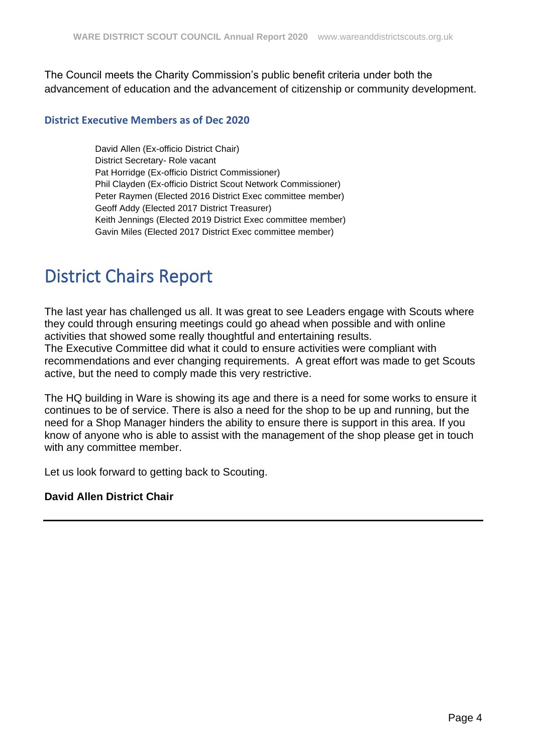The Council meets the Charity Commission's public benefit criteria under both the advancement of education and the advancement of citizenship or community development.

### District Executive Members as of Dec 2020

David Allen (Ex-officio District Chair)
District Secretary- Role vacant
Pat Horridge (Ex-officio District Commissioner)
Phil Clayden (Ex-officio District Scout Network Commissioner)
Peter Raymen (Elected 2016 District Exec committee member)
Geoff Addy (Elected 2017 District Treasurer)
Keith Jennings (Elected 2019 District Exec committee member)
Gavin Miles (Elected 2017 District Exec committee member)

# District Chairs Report

The last year has challenged us all. It was great to see Leaders engage with Scouts where they could through ensuring meetings could go ahead when possible and with online activities that showed some really thoughtful and entertaining results.
The Executive Committee did what it could to ensure activities were compliant with recommendations and ever changing requirements. A great effort was made to get Scouts active, but the need to comply made this very restrictive.

The HQ building in Ware is showing its age and there is a need for some works to ensure it continues to be of service. There is also a need for the shop to be up and running, but the need for a Shop Manager hinders the ability to ensure there is support in this area. If you know of anyone who is able to assist with the management of the shop please get in touch with any committee member.

Let us look forward to getting back to Scouting.

**David Allen District Chair**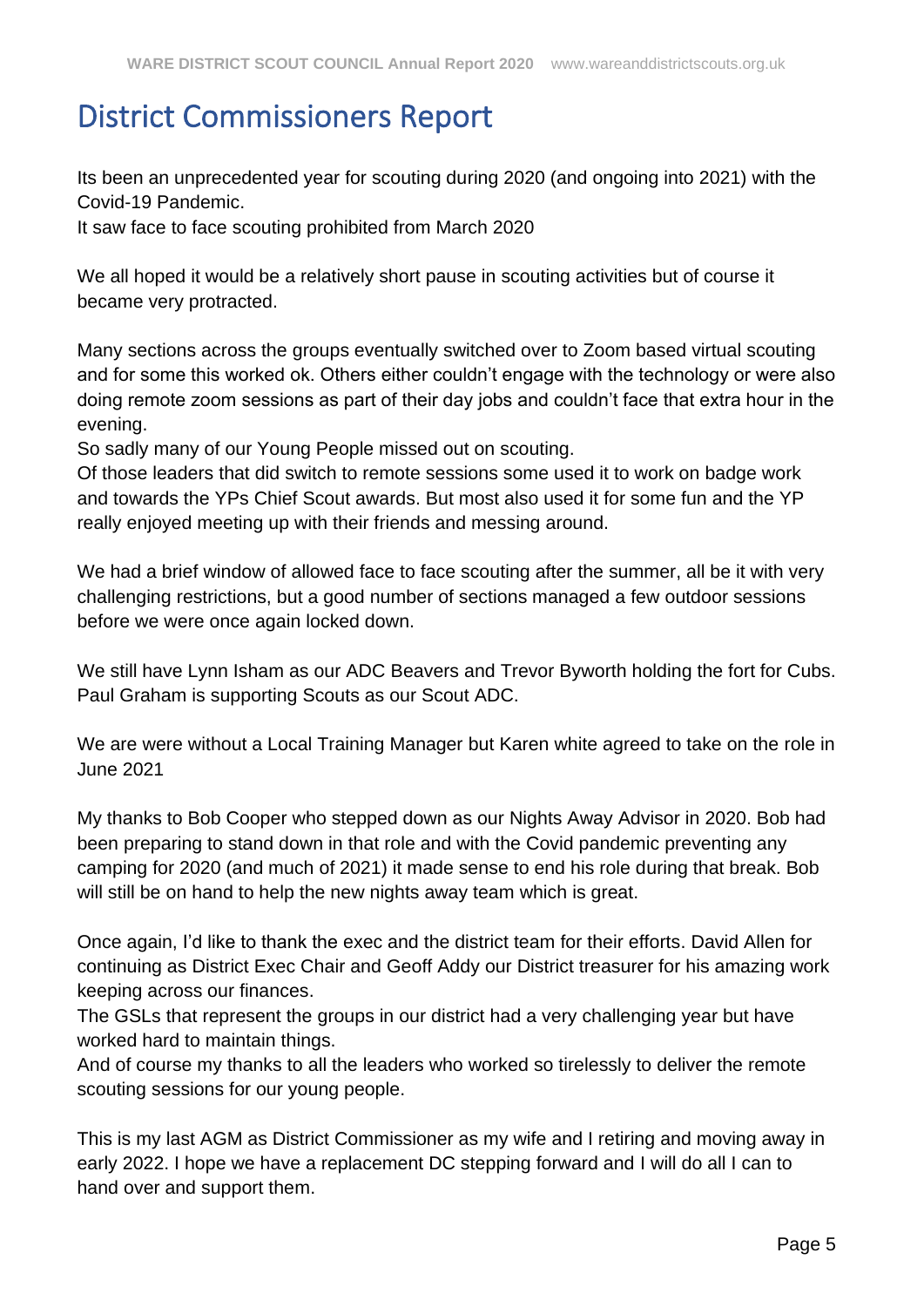# District Commissioners Report

Its been an unprecedented year for scouting during 2020 (and ongoing into 2021) with the Covid-19 Pandemic.
It saw face to face scouting prohibited from March 2020

We all hoped it would be a relatively short pause in scouting activities but of course it became very protracted.

Many sections across the groups eventually switched over to Zoom based virtual scouting and for some this worked ok. Others either couldn't engage with the technology or were also doing remote zoom sessions as part of their day jobs and couldn't face that extra hour in the evening.
So sadly many of our Young People missed out on scouting.
Of those leaders that did switch to remote sessions some used it to work on badge work and towards the YPs Chief Scout awards. But most also used it for some fun and the YP really enjoyed meeting up with their friends and messing around.

We had a brief window of allowed face to face scouting after the summer, all be it with very challenging restrictions, but a good number of sections managed a few outdoor sessions before we were once again locked down.

We still have Lynn Isham as our ADC Beavers and Trevor Byworth holding the fort for Cubs. Paul Graham is supporting Scouts as our Scout ADC.

We are were without a Local Training Manager but Karen white agreed to take on the role in June 2021

My thanks to Bob Cooper who stepped down as our Nights Away Advisor in 2020. Bob had been preparing to stand down in that role and with the Covid pandemic preventing any camping for 2020 (and much of 2021) it made sense to end his role during that break. Bob will still be on hand to help the new nights away team which is great.

Once again, I'd like to thank the exec and the district team for their efforts. David Allen for continuing as District Exec Chair and Geoff Addy our District treasurer for his amazing work keeping across our finances.
The GSLs that represent the groups in our district had a very challenging year but have worked hard to maintain things.
And of course my thanks to all the leaders who worked so tirelessly to deliver the remote scouting sessions for our young people.

This is my last AGM as District Commissioner as my wife and I retiring and moving away in early 2022. I hope we have a replacement DC stepping forward and I will do all I can to hand over and support them.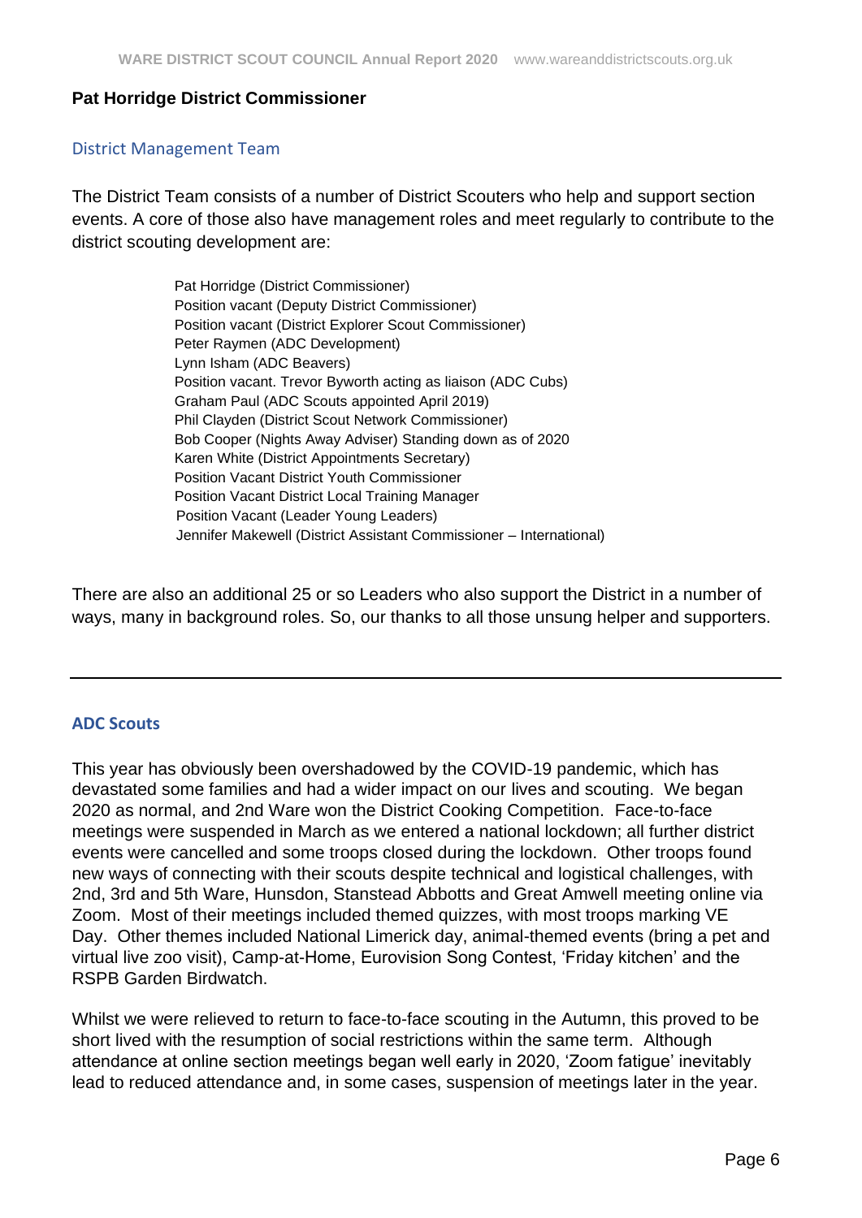**Pat Horridge District Commissioner**

## District Management Team

The District Team consists of a number of District Scouters who help and support section events. A core of those also have management roles and meet regularly to contribute to the district scouting development are:

Pat Horridge (District Commissioner)
Position vacant (Deputy District Commissioner)
Position vacant (District Explorer Scout Commissioner)
Peter Raymen (ADC Development)
Lynn Isham (ADC Beavers)
Position vacant. Trevor Byworth acting as liaison (ADC Cubs)
Graham Paul (ADC Scouts appointed April 2019)
Phil Clayden (District Scout Network Commissioner)
Bob Cooper (Nights Away Adviser) Standing down as of 2020
Karen White (District Appointments Secretary)
Position Vacant District Youth Commissioner
Position Vacant District Local Training Manager
Position Vacant (Leader Young Leaders)
Jennifer Makewell (District Assistant Commissioner – International)

There are also an additional 25 or so Leaders who also support the District in a number of ways, many in background roles. So, our thanks to all those unsung helper and supporters.

---

## ADC Scouts

This year has obviously been overshadowed by the COVID-19 pandemic, which has devastated some families and had a wider impact on our lives and scouting. We began 2020 as normal, and 2nd Ware won the District Cooking Competition. Face-to-face meetings were suspended in March as we entered a national lockdown; all further district events were cancelled and some troops closed during the lockdown. Other troops found new ways of connecting with their scouts despite technical and logistical challenges, with 2nd, 3rd and 5th Ware, Hunsdon, Stanstead Abbotts and Great Amwell meeting online via Zoom. Most of their meetings included themed quizzes, with most troops marking VE Day. Other themes included National Limerick day, animal-themed events (bring a pet and virtual live zoo visit), Camp-at-Home, Eurovision Song Contest, 'Friday kitchen' and the RSPB Garden Birdwatch.

Whilst we were relieved to return to face-to-face scouting in the Autumn, this proved to be short lived with the resumption of social restrictions within the same term. Although attendance at online section meetings began well early in 2020, 'Zoom fatigue' inevitably lead to reduced attendance and, in some cases, suspension of meetings later in the year.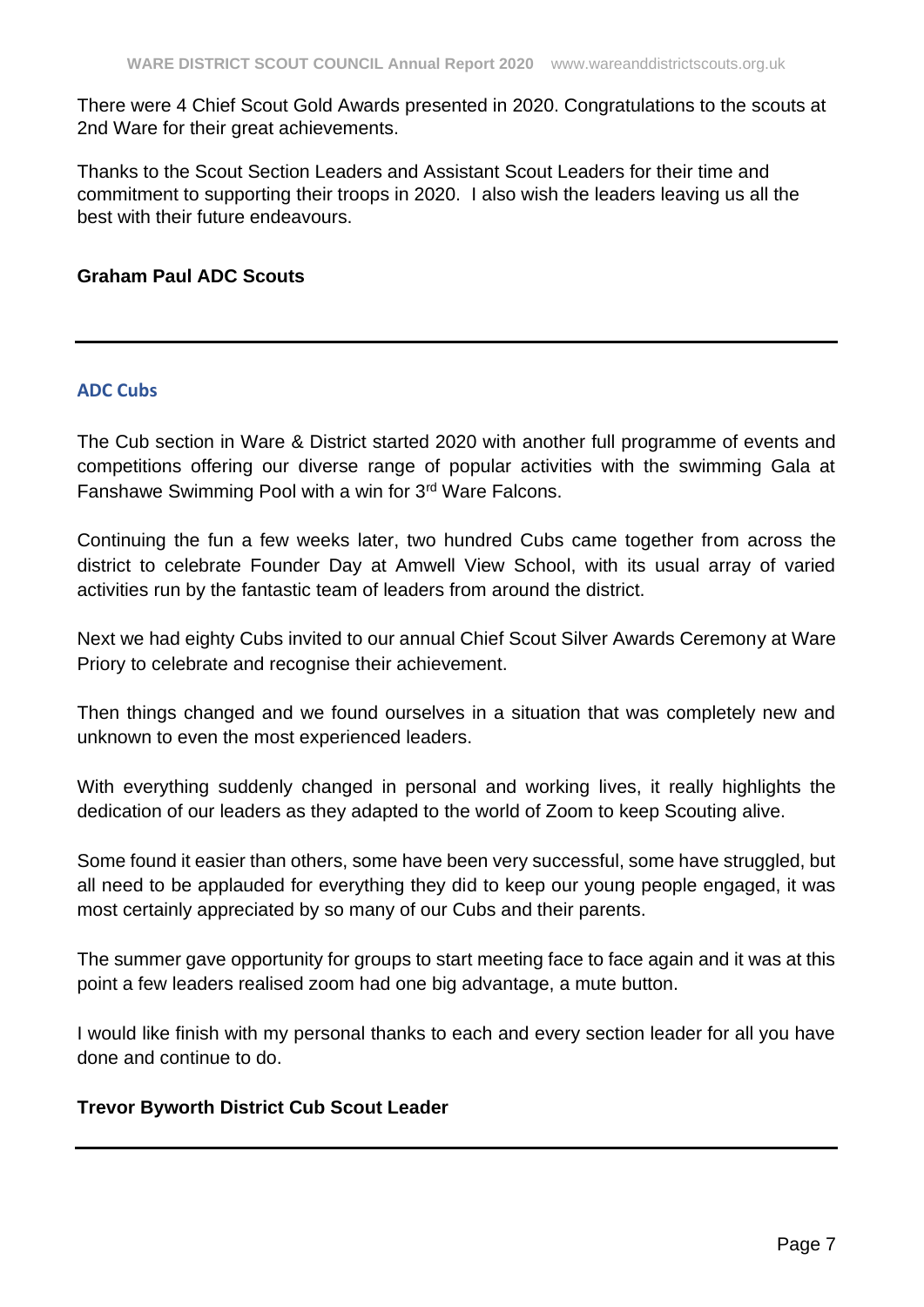There were 4 Chief Scout Gold Awards presented in 2020. Congratulations to the scouts at 2nd Ware for their great achievements.

Thanks to the Scout Section Leaders and Assistant Scout Leaders for their time and commitment to supporting their troops in 2020. I also wish the leaders leaving us all the best with their future endeavours.

**Graham Paul ADC Scouts**

---

## ADC Cubs

The Cub section in Ware & District started 2020 with another full programme of events and competitions offering our diverse range of popular activities with the swimming Gala at Fanshawe Swimming Pool with a win for 3rd Ware Falcons.

Continuing the fun a few weeks later, two hundred Cubs came together from across the district to celebrate Founder Day at Amwell View School, with its usual array of varied activities run by the fantastic team of leaders from around the district.

Next we had eighty Cubs invited to our annual Chief Scout Silver Awards Ceremony at Ware Priory to celebrate and recognise their achievement.

Then things changed and we found ourselves in a situation that was completely new and unknown to even the most experienced leaders.

With everything suddenly changed in personal and working lives, it really highlights the dedication of our leaders as they adapted to the world of Zoom to keep Scouting alive.

Some found it easier than others, some have been very successful, some have struggled, but all need to be applauded for everything they did to keep our young people engaged, it was most certainly appreciated by so many of our Cubs and their parents.

The summer gave opportunity for groups to start meeting face to face again and it was at this point a few leaders realised zoom had one big advantage, a mute button.

I would like finish with my personal thanks to each and every section leader for all you have done and continue to do.

**Trevor Byworth District Cub Scout Leader**

---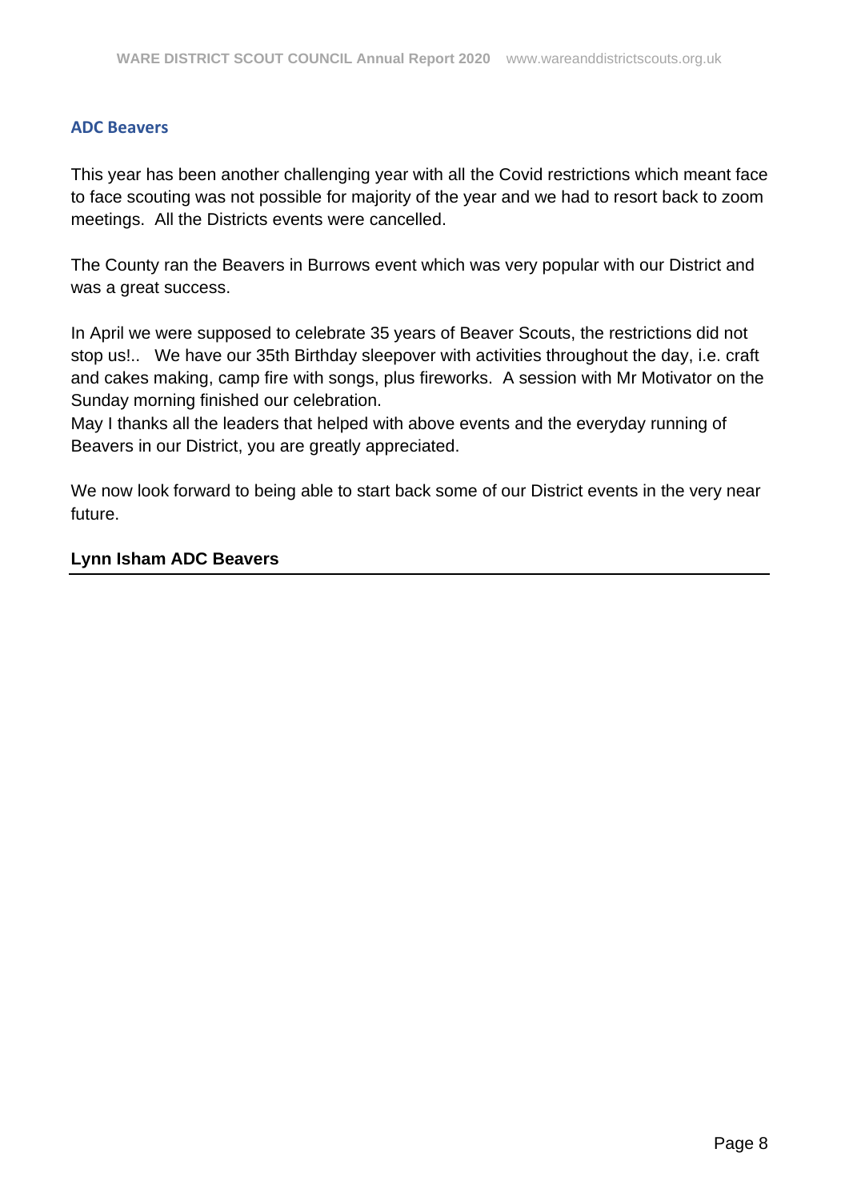## ADC Beavers

This year has been another challenging year with all the Covid restrictions which meant face to face scouting was not possible for majority of the year and we had to resort back to zoom meetings. All the Districts events were cancelled.

The County ran the Beavers in Burrows event which was very popular with our District and was a great success.

In April we were supposed to celebrate 35 years of Beaver Scouts, the restrictions did not stop us!.. We have our 35th Birthday sleepover with activities throughout the day, i.e. craft and cakes making, camp fire with songs, plus fireworks. A session with Mr Motivator on the Sunday morning finished our celebration.
May I thanks all the leaders that helped with above events and the everyday running of Beavers in our District, you are greatly appreciated.

We now look forward to being able to start back some of our District events in the very near future.

**Lynn Isham ADC Beavers**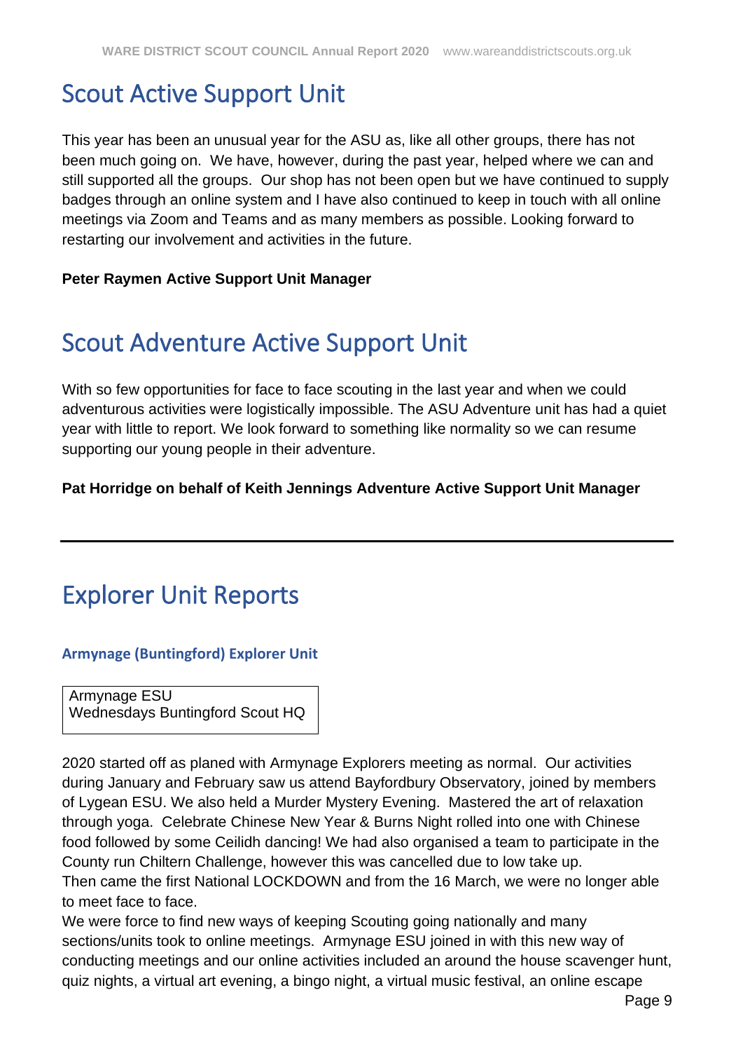# Scout Active Support Unit

This year has been an unusual year for the ASU as, like all other groups, there has not been much going on. We have, however, during the past year, helped where we can and still supported all the groups. Our shop has not been open but we have continued to supply badges through an online system and I have also continued to keep in touch with all online meetings via Zoom and Teams and as many members as possible. Looking forward to restarting our involvement and activities in the future.

**Peter Raymen Active Support Unit Manager**

# Scout Adventure Active Support Unit

With so few opportunities for face to face scouting in the last year and when we could adventurous activities were logistically impossible. The ASU Adventure unit has had a quiet year with little to report. We look forward to something like normality so we can resume supporting our young people in their adventure.

**Pat Horridge on behalf of Keith Jennings Adventure Active Support Unit Manager**

---

# Explorer Unit Reports

### Armynage (Buntingford) Explorer Unit

Armynage ESU
Wednesdays Buntingford Scout HQ

2020 started off as planed with Armynage Explorers meeting as normal. Our activities during January and February saw us attend Bayfordbury Observatory, joined by members of Lygean ESU. We also held a Murder Mystery Evening. Mastered the art of relaxation through yoga. Celebrate Chinese New Year & Burns Night rolled into one with Chinese food followed by some Ceilidh dancing! We had also organised a team to participate in the County run Chiltern Challenge, however this was cancelled due to low take up.
Then came the first National LOCKDOWN and from the 16 March, we were no longer able to meet face to face.
We were force to find new ways of keeping Scouting going nationally and many sections/units took to online meetings. Armynage ESU joined in with this new way of conducting meetings and our online activities included an around the house scavenger hunt, quiz nights, a virtual art evening, a bingo night, a virtual music festival, an online escape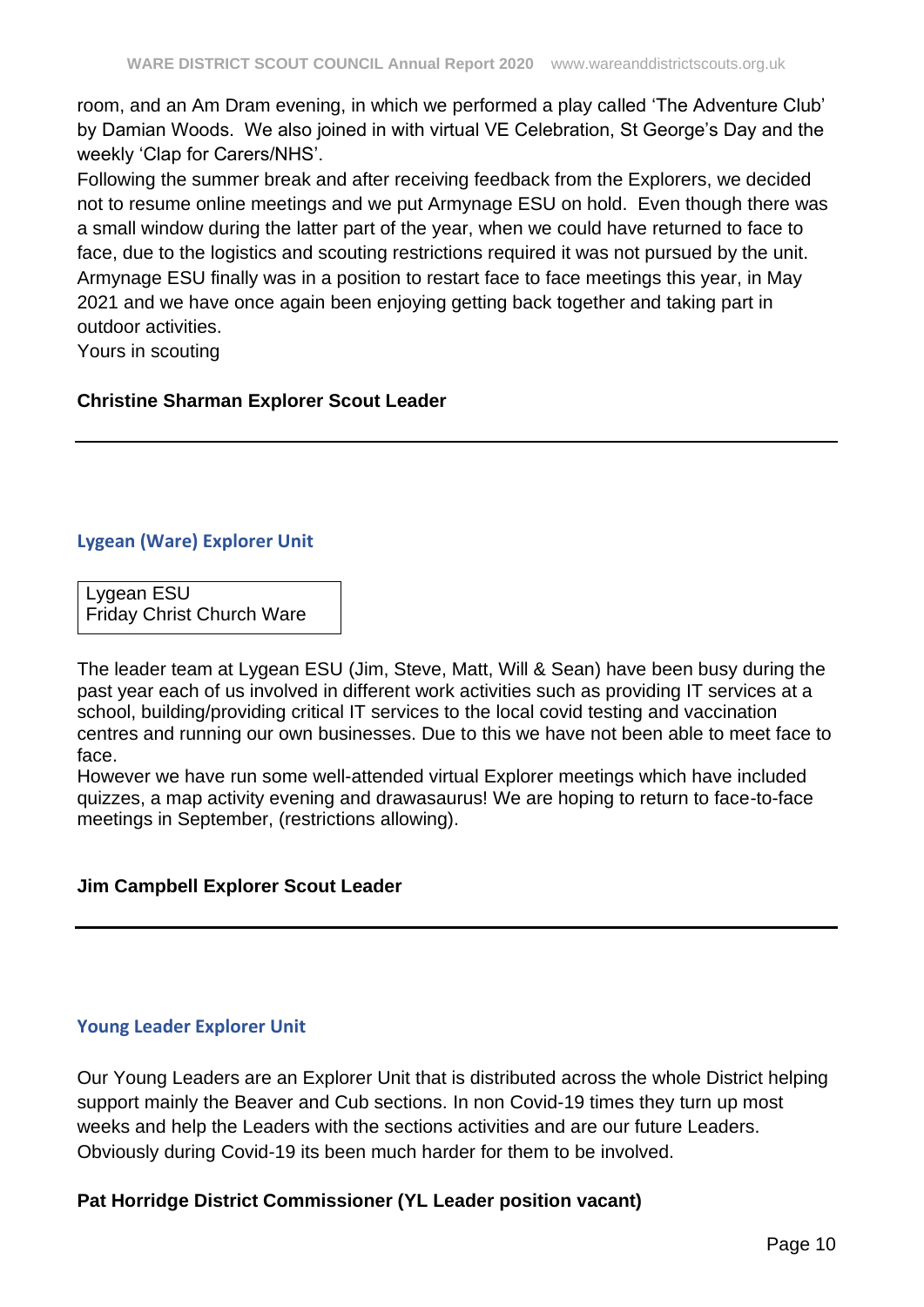room, and an Am Dram evening, in which we performed a play called 'The Adventure Club' by Damian Woods. We also joined in with virtual VE Celebration, St George's Day and the weekly 'Clap for Carers/NHS'.

Following the summer break and after receiving feedback from the Explorers, we decided not to resume online meetings and we put Armynage ESU on hold. Even though there was a small window during the latter part of the year, when we could have returned to face to face, due to the logistics and scouting restrictions required it was not pursued by the unit. Armynage ESU finally was in a position to restart face to face meetings this year, in May 2021 and we have once again been enjoying getting back together and taking part in outdoor activities.

Yours in scouting

**Christine Sharman Explorer Scout Leader**

---

## Lygean (Ware) Explorer Unit

| Lygean ESU<br>Friday Christ Church Ware |
|---|

The leader team at Lygean ESU (Jim, Steve, Matt, Will & Sean) have been busy during the past year each of us involved in different work activities such as providing IT services at a school, building/providing critical IT services to the local covid testing and vaccination centres and running our own businesses. Due to this we have not been able to meet face to face.

However we have run some well-attended virtual Explorer meetings which have included quizzes, a map activity evening and drawasaurus! We are hoping to return to face-to-face meetings in September, (restrictions allowing).

**Jim Campbell Explorer Scout Leader**

---

## Young Leader Explorer Unit

Our Young Leaders are an Explorer Unit that is distributed across the whole District helping support mainly the Beaver and Cub sections. In non Covid-19 times they turn up most weeks and help the Leaders with the sections activities and are our future Leaders. Obviously during Covid-19 its been much harder for them to be involved.

**Pat Horridge District Commissioner (YL Leader position vacant)**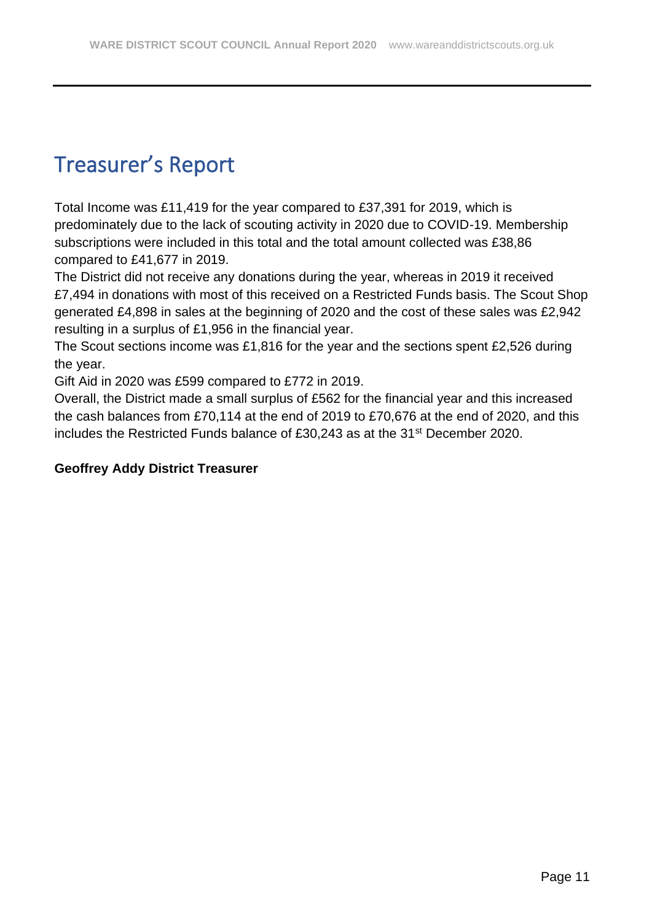# Treasurer's Report

Total Income was £11,419 for the year compared to £37,391 for 2019, which is predominately due to the lack of scouting activity in 2020 due to COVID-19. Membership subscriptions were included in this total and the total amount collected was £38,86 compared to £41,677 in 2019.

The District did not receive any donations during the year, whereas in 2019 it received £7,494 in donations with most of this received on a Restricted Funds basis. The Scout Shop generated £4,898 in sales at the beginning of 2020 and the cost of these sales was £2,942 resulting in a surplus of £1,956 in the financial year.

The Scout sections income was £1,816 for the year and the sections spent £2,526 during the year.

Gift Aid in 2020 was £599 compared to £772 in 2019.

Overall, the District made a small surplus of £562 for the financial year and this increased the cash balances from £70,114 at the end of 2019 to £70,676 at the end of 2020, and this includes the Restricted Funds balance of £30,243 as at the 31st December 2020.

**Geoffrey Addy District Treasurer**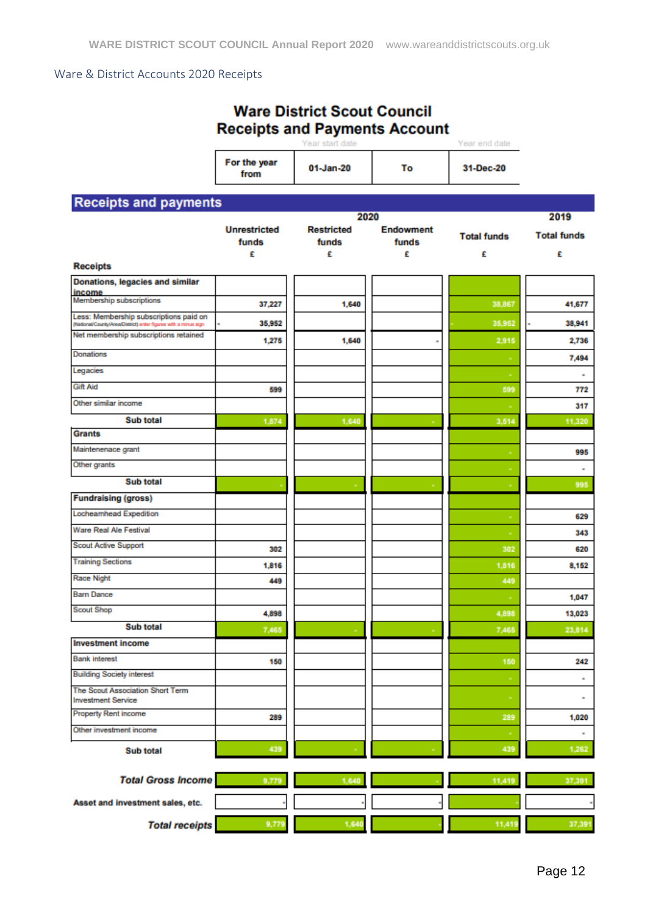Ware & District Accounts 2020 Receipts

# Ware District Scout Council
## Receipts and Payments Account

| For the year from | 01-Jan-20 | To | 31-Dec-20 |
|---|---|---|---|

## Receipts and payments

| | 2020 | | | | 2019 |
|---|---|---|---|---|---|
| | Unrestricted funds £ | Restricted funds £ | Endowment funds £ | Total funds £ | Total funds £ |
| **Receipts** | | | | | |
| **Donations, legacies and similar income** | | | | | |
| Membership subscriptions | 37,227 | 1,640 | | 38,867 | 41,677 |
| Less: Membership subscriptions paid on (National/County/Area/District) enter figures with a minus sign | - 35,952 | | | - 35,952 | - 38,941 |
| Net membership subscriptions retained | 1,275 | 1,640 | - | 2,915 | 2,736 |
| Donations | | | | - | 7,494 |
| Legacies | | | | - | - |
| Gift Aid | 599 | | | 599 | 772 |
| Other similar income | | | | - | 317 |
| **Sub total** | 1,874 | 1,640 | - | 3,514 | 11,320 |
| **Grants** | | | | | |
| Maintenenace grant | | | | - | 995 |
| Other grants | | | | - | - |
| **Sub total** | - | - | - | - | 995 |
| **Fundraising (gross)** | | | | | |
| Locheamhead Expedition | | | | - | 629 |
| Ware Real Ale Festival | | | | - | 343 |
| Scout Active Support | 302 | | | 302 | 620 |
| Training Sections | 1,816 | | | 1,816 | 8,152 |
| Race Night | 449 | | | 449 | |
| Barn Dance | | | | - | 1,047 |
| Scout Shop | 4,898 | | | 4,898 | 13,023 |
| **Sub total** | 7,465 | - | - | 7,465 | 23,814 |
| **Investment income** | | | | | |
| Bank interest | 150 | | | 150 | 242 |
| Building Society interest | | | | - | - |
| The Scout Association Short Term Investment Service | | | | - | - |
| Property Rent income | 289 | | | 289 | 1,020 |
| Other investment income | | | | - | - |
| **Sub total** | 439 | - | - | 439 | 1,262 |
| ***Total Gross Income*** | 9,779 | 1,640 | - | 11,419 | 37,391 |
| **Asset and investment sales, etc.** | - | - | - | - | - |
| ***Total receipts*** | 9,779 | 1,640 | - | 11,419 | 37,391 |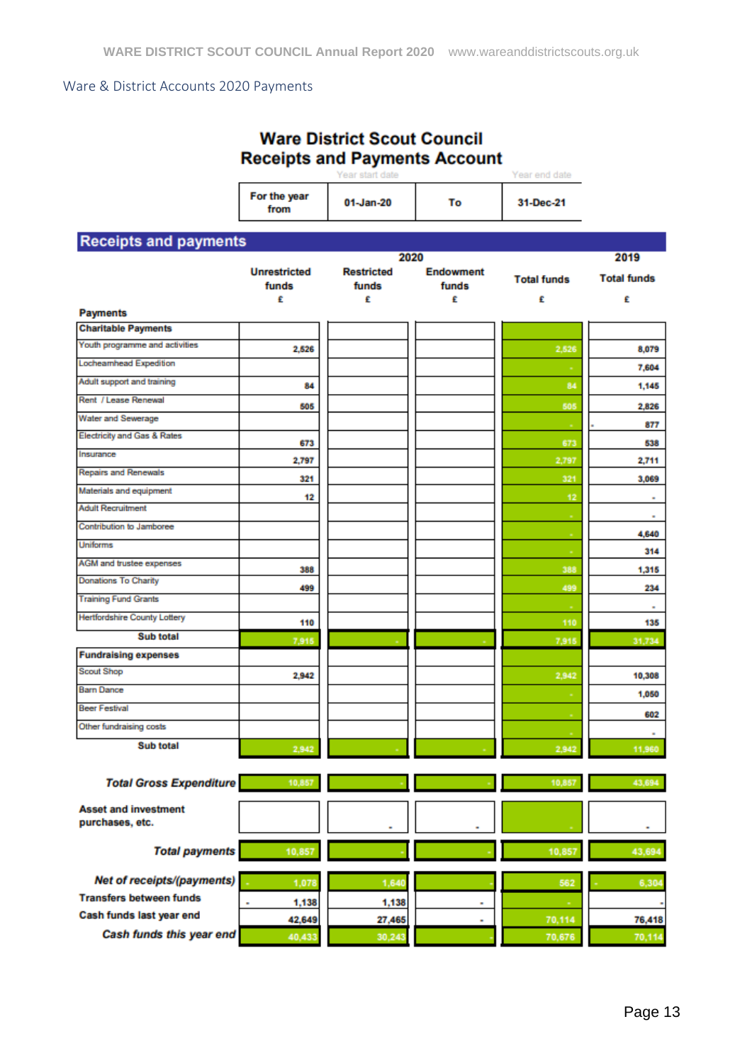Ware & District Accounts 2020 Payments

## Ware District Scout Council
## Receipts and Payments Account

| For the year from | 01-Jan-20 | To | 31-Dec-21 |
|---|---|---|---|
| | Year start date | | Year end date |

### Receipts and payments

| | 2020 | | | | 2019 |
|---|---|---|---|---|---|
| | Unrestricted funds £ | Restricted funds £ | Endowment funds £ | Total funds £ | Total funds £ |
| **Payments** | | | | | |
| **Charitable Payments** | | | | | |
| Youth programme and activities | 2,526 | | | 2,526 | 8,079 |
| Locheamhead Expedition | | | | - | 7,604 |
| Adult support and training | 84 | | | 84 | 1,145 |
| Rent / Lease Renewal | 505 | | | 505 | 2,826 |
| Water and Sewerage | | | | - | 877 |
| Electricity and Gas & Rates | 673 | | | 673 | 538 |
| Insurance | 2,797 | | | 2,797 | 2,711 |
| Repairs and Renewals | 321 | | | 321 | 3,069 |
| Materials and equipment | 12 | | | 12 | - |
| Adult Recruitment | | | | - | - |
| Contribution to Jamboree | | | | - | 4,640 |
| Uniforms | | | | - | 314 |
| AGM and trustee expenses | 388 | | | 388 | 1,315 |
| Donations To Charity | 499 | | | 499 | 234 |
| Training Fund Grants | | | | - | - |
| Hertfordshire County Lottery | 110 | | | 110 | 135 |
| **Sub total** | 7,915 | - | - | 7,915 | 31,734 |
| **Fundraising expenses** | | | | | |
| Scout Shop | 2,942 | | | 2,942 | 10,308 |
| Barn Dance | | | | - | 1,050 |
| Beer Festival | | | | - | 602 |
| Other fundraising costs | | | | - | - |
| **Sub total** | 2,942 | - | - | 2,942 | 11,960 |
| ***Total Gross Expenditure*** | 10,857 | - | - | 10,857 | 43,694 |
| **Asset and investment purchases, etc.** | | - | - | - | - |
| ***Total payments*** | 10,857 | - | - | 10,857 | 43,694 |
| ***Net of receipts/(payments)*** | - 1,078 | 1,640 | - | 562 | - 6,304 |
| **Transfers between funds** | - 1,138 | 1,138 | - | - | - |
| **Cash funds last year end** | 42,649 | 27,465 | - | 70,114 | 76,418 |
| ***Cash funds this year end*** | 40,433 | 30,243 | - | 70,676 | 70,114 |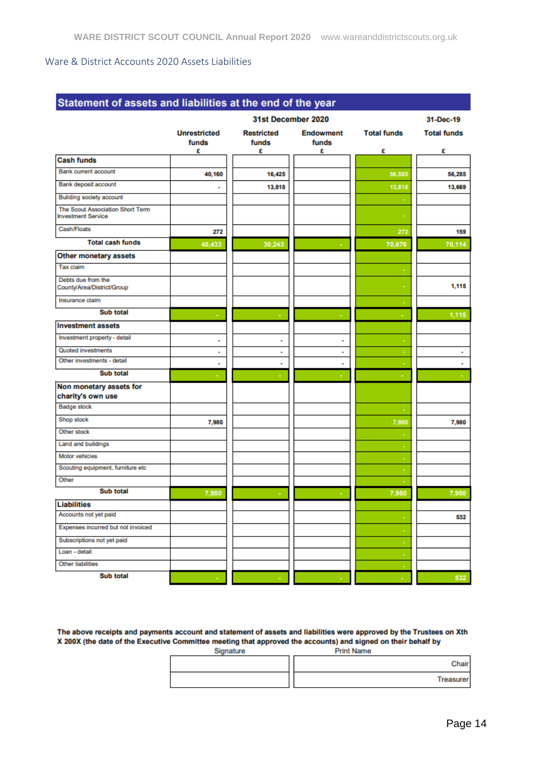Ware & District Accounts 2020 Assets Liabilities

## Statement of assets and liabilities at the end of the year

| | 31st December 2020 | | | | 31-Dec-19 |
|---|---|---|---|---|---|
| | Unrestricted funds £ | Restricted funds £ | Endowment funds £ | Total funds £ | Total funds £ |
| **Cash funds** | | | | | |
| Bank current account | 40,160 | 16,425 | | 56,585 | 56,285 |
| Bank deposit account | - | 13,818 | | 13,818 | 13,669 |
| Building society account | | | | - | |
| The Scout Association Short Term Investment Service | | | | - | |
| Cash/Floats | 272 | | | 272 | 159 |
| **Total cash funds** | 40,433 | 30,243 | - | 70,676 | 70,114 |
| **Other monetary assets** | | | | | |
| Tax claim | | | | - | |
| Debts due from the County/Area/District/Group | | | | - | 1,115 |
| Insurance claim | | | | - | |
| **Sub total** | - | - | - | - | 1,115 |
| **Investment assets** | | | | | |
| Investment property - detail | - | - | - | - | |
| Quoted investments | - | - | - | - | - |
| Other investments - detail | - | - | - | - | - |
| **Sub total** | - | - | - | - | - |
| **Non monetary assets for charity's own use** | | | | | |
| Badge stock | | | | - | |
| Shop stock | 7,980 | | | 7,980 | 7,980 |
| Other stock | | | | - | |
| Land and buildings | | | | - | |
| Motor vehicles | | | | - | |
| Scouting equipment, furniture etc | | | | - | |
| Other | | | | - | |
| **Sub total** | 7,980 | - | - | 7,980 | 7,980 |
| **Liabilities** | | | | | |
| Accounts not yet paid | | | | - | 532 |
| Expenses incurred but not invoiced | | | | - | |
| Subscriptions not yet paid | | | | - | |
| Loan - detail | | | | - | |
| Other liabilities | | | | - | |
| **Sub total** | - | - | - | - | 532 |

**The above receipts and payments account and statement of assets and liabilities were approved by the Trustees on Xth X 200X (the date of the Executive Committee meeting that approved the accounts) and signed on their behalf by**

| Signature | Print Name |
|---|---|
| | Chair |
| | Treasurer |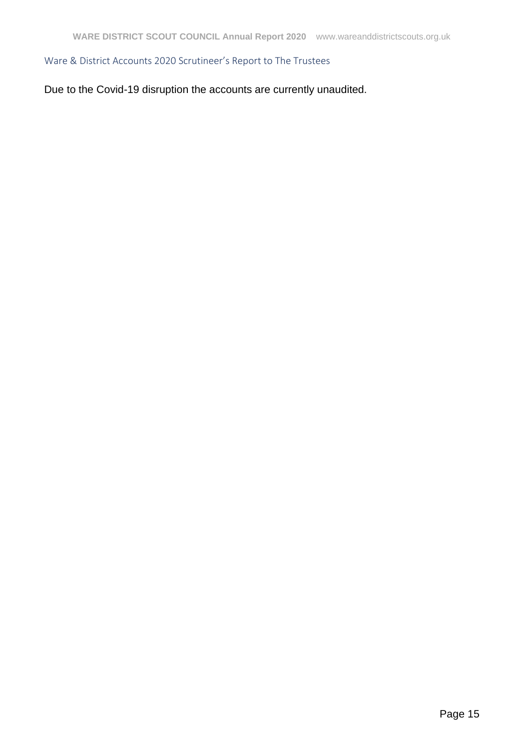## Ware & District Accounts 2020 Scrutineer's Report to The Trustees

Due to the Covid-19 disruption the accounts are currently unaudited.